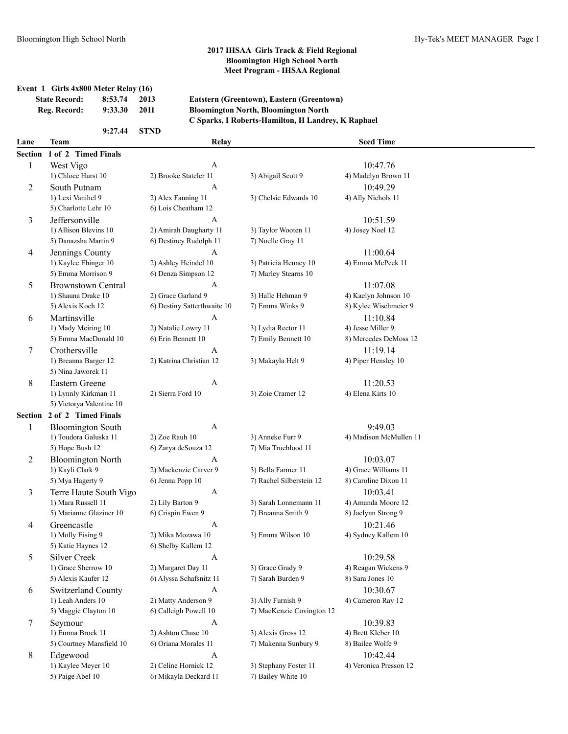## 2017 IHSAA Girls Track & Field Regional
## Bloomington High School North
## Meet Program - IHSAA Regional

**Event 1 Girls 4x800 Meter Relay (16)**

| | | | |
|---|---|---|---|
| **State Record:** | **8:53.74** | **2013** | **Eatstern (Greentown), Eastern (Greentown)** |
| **Reg. Record:** | **9:33.30** | **2011** | **Bloomington North, Bloomington North** |
| | | | **C Sparks, I Roberts-Hamilton, H Landrey, K Raphael** |
| | **9:27.44** | **STND** | |

| Lane | Team | Relay | | Seed Time |
|---|---|---|---|---|
| **Section 1 of 2 Timed Finals** | | | | |
| 1 | West Vigo | A | | 10:47.76 |
| | 1) Chloee Hurst 10 | 2) Brooke Stateler 11 | 3) Abigail Scott 9 | 4) Madelyn Brown 11 |
| 2 | South Putnam | A | | 10:49.29 |
| | 1) Lexi Vanihel 9 | 2) Alex Fanning 11 | 3) Chelsie Edwards 10 | 4) Ally Nichols 11 |
| | 5) Charlotte Lehr 10 | 6) Lois Cheatham 12 | | |
| 3 | Jeffersonville | A | | 10:51.59 |
| | 1) Allison Blevins 10 | 2) Amirah Daugharty 11 | 3) Taylor Wooten 11 | 4) Josey Noel 12 |
| | 5) Danazsha Martin 9 | 6) Destiney Rudolph 11 | 7) Noelle Gray 11 | |
| 4 | Jennings County | A | | 11:00.64 |
| | 1) Kaylee Ebinger 10 | 2) Ashley Heindel 10 | 3) Patricia Henney 10 | 4) Emma McPeek 11 |
| | 5) Emma Morrison 9 | 6) Denza Simpson 12 | 7) Marley Stearns 10 | |
| 5 | Brownstown Central | A | | 11:07.08 |
| | 1) Shauna Drake 10 | 2) Grace Garland 9 | 3) Halle Hehman 9 | 4) Kaelyn Johnson 10 |
| | 5) Alexis Koch 12 | 6) Destiny Satterthwaite 10 | 7) Emma Winks 9 | 8) Kylee Wischmeier 9 |
| 6 | Martinsville | A | | 11:10.84 |
| | 1) Mady Meiring 10 | 2) Natalie Lowry 11 | 3) Lydia Rector 11 | 4) Jesse Miller 9 |
| | 5) Emma MacDonald 10 | 6) Erin Bennett 10 | 7) Emily Bennett 10 | 8) Mercedes DeMoss 12 |
| 7 | Crothersville | A | | 11:19.14 |
| | 1) Breanna Barger 12 | 2) Katrina Christian 12 | 3) Makayla Helt 9 | 4) Piper Hensley 10 |
| | 5) Nina Jaworek 11 | | | |
| 8 | Eastern Greene | A | | 11:20.53 |
| | 1) Lynnly Kirkman 11 | 2) Sierra Ford 10 | 3) Zoie Cramer 12 | 4) Elena Kirts 10 |
| | 5) Victorya Valentine 10 | | | |
| **Section 2 of 2 Timed Finals** | | | | |
| 1 | Bloomington South | A | | 9:49.03 |
| | 1) Toudora Galuska 11 | 2) Zoe Rauh 10 | 3) Anneke Furr 9 | 4) Madison McMullen 11 |
| | 5) Hope Bush 12 | 6) Zarya deSouza 12 | 7) Mia Trueblood 11 | |
| 2 | Bloomington North | A | | 10:03.07 |
| | 1) Kayli Clark 9 | 2) Mackenzie Carver 9 | 3) Bella Farmer 11 | 4) Grace Williams 11 |
| | 5) Mya Hagerty 9 | 6) Jenna Popp 10 | 7) Rachel Silberstein 12 | 8) Caroline Dixon 11 |
| 3 | Terre Haute South Vigo | A | | 10:03.41 |
| | 1) Mara Russell 11 | 2) Lily Barton 9 | 3) Sarah Lonnemann 11 | 4) Amanda Moore 12 |
| | 5) Marianne Glaziner 10 | 6) Crispin Ewen 9 | 7) Breanna Smith 9 | 8) Jaelynn Strong 9 |
| 4 | Greencastle | A | | 10:21.46 |
| | 1) Molly Eising 9 | 2) Mika Mozawa 10 | 3) Emma Wilson 10 | 4) Sydney Kallem 10 |
| | 5) Katie Haynes 12 | 6) Shelby Kallem 12 | | |
| 5 | Silver Creek | A | | 10:29.58 |
| | 1) Grace Sherrow 10 | 2) Margaret Day 11 | 3) Grace Grady 9 | 4) Reagan Wickens 9 |
| | 5) Alexis Kaufer 12 | 6) Alyssa Schafsnitz 11 | 7) Sarah Burden 9 | 8) Sara Jones 10 |
| 6 | Switzerland County | A | | 10:30.67 |
| | 1) Leah Anders 10 | 2) Matty Anderson 9 | 3) Ally Furnish 9 | 4) Cameron Ray 12 |
| | 5) Maggie Clayton 10 | 6) Calleigh Powell 10 | 7) MacKenzie Covington 12 | |
| 7 | Seymour | A | | 10:39.83 |
| | 1) Emma Brock 11 | 2) Ashton Chase 10 | 3) Alexis Gross 12 | 4) Brett Kleber 10 |
| | 5) Courtney Mansfield 10 | 6) Oriana Morales 11 | 7) Makenna Sunbury 9 | 8) Bailee Wolfe 9 |
| 8 | Edgewood | A | | 10:42.44 |
| | 1) Kaylee Meyer 10 | 2) Celine Hornick 12 | 3) Stephany Foster 11 | 4) Veronica Presson 12 |
| | 5) Paige Abel 10 | 6) Mikayla Deckard 11 | 7) Bailey White 10 | |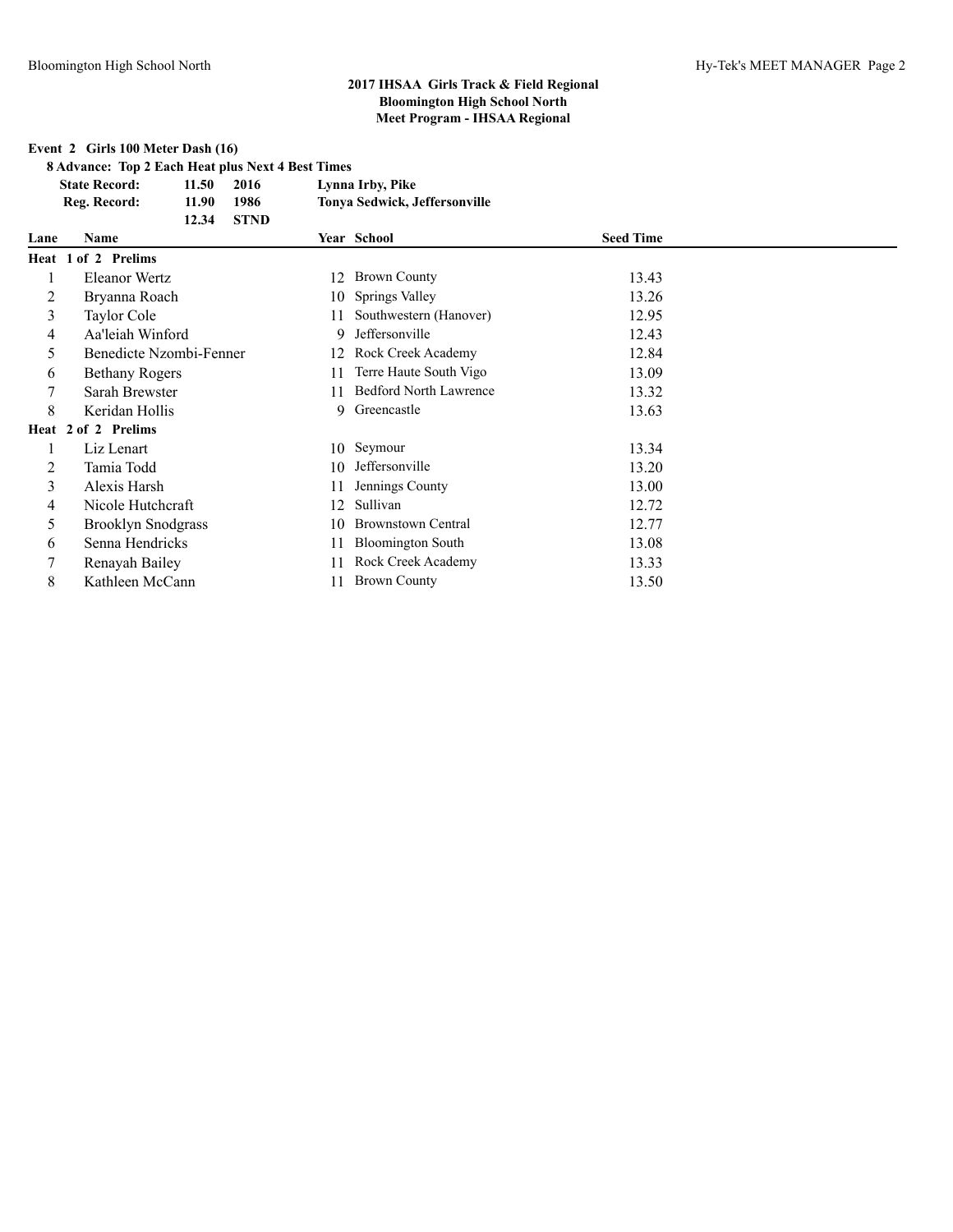## 2017 IHSAA Girls Track & Field Regional
## Bloomington High School North
## Meet Program - IHSAA Regional

### Event 2 Girls 100 Meter Dash (16)

**8 Advance: Top 2 Each Heat plus Next 4 Best Times**

| | | | |
|---|---|---|---|
| **State Record:** | 11.50 | 2016 | Lynna Irby, Pike |
| **Reg. Record:** | 11.90 | 1986 | Tonya Sedwick, Jeffersonville |
| | 12.34 | STND | |

| Lane | Name | Year | School | Seed Time |
|---|---|---|---|---|
| **Heat 1 of 2 Prelims** | | | | |
| 1 | Eleanor Wertz | 12 | Brown County | 13.43 |
| 2 | Bryanna Roach | 10 | Springs Valley | 13.26 |
| 3 | Taylor Cole | 11 | Southwestern (Hanover) | 12.95 |
| 4 | Aa'leiah Winford | 9 | Jeffersonville | 12.43 |
| 5 | Benedicte Nzombi-Fenner | 12 | Rock Creek Academy | 12.84 |
| 6 | Bethany Rogers | 11 | Terre Haute South Vigo | 13.09 |
| 7 | Sarah Brewster | 11 | Bedford North Lawrence | 13.32 |
| 8 | Keridan Hollis | 9 | Greencastle | 13.63 |
| **Heat 2 of 2 Prelims** | | | | |
| 1 | Liz Lenart | 10 | Seymour | 13.34 |
| 2 | Tamia Todd | 10 | Jeffersonville | 13.20 |
| 3 | Alexis Harsh | 11 | Jennings County | 13.00 |
| 4 | Nicole Hutchcraft | 12 | Sullivan | 12.72 |
| 5 | Brooklyn Snodgrass | 10 | Brownstown Central | 12.77 |
| 6 | Senna Hendricks | 11 | Bloomington South | 13.08 |
| 7 | Renayah Bailey | 11 | Rock Creek Academy | 13.33 |
| 8 | Kathleen McCann | 11 | Brown County | 13.50 |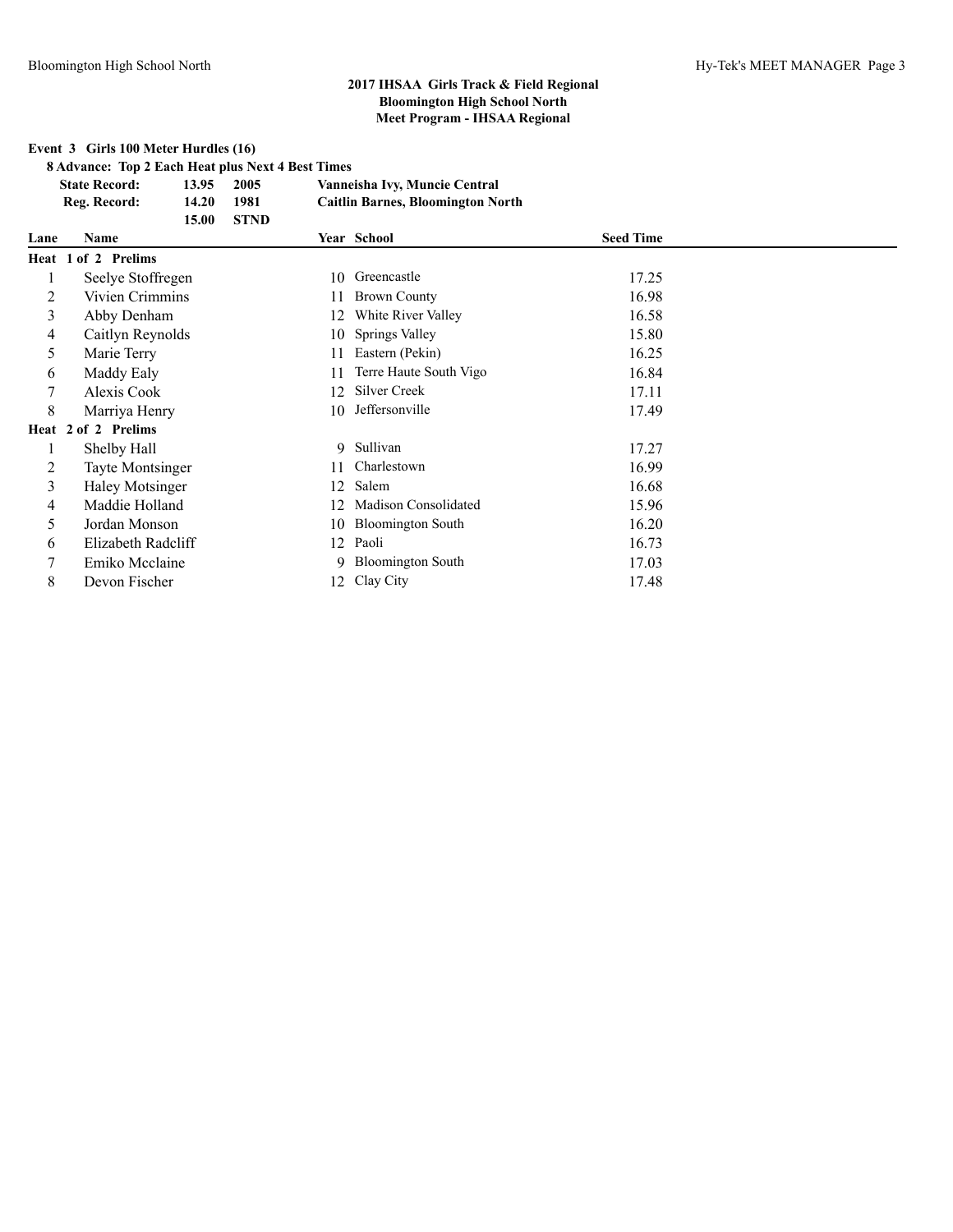## 2017 IHSAA Girls Track & Field Regional
## Bloomington High School North
## Meet Program - IHSAA Regional

### Event 3 Girls 100 Meter Hurdles (16)

**8 Advance: Top 2 Each Heat plus Next 4 Best Times**

| | | | |
|---|---|---|---|
| **State Record:** | **13.95** | **2005** | **Vanneisha Ivy, Muncie Central** |
| **Reg. Record:** | **14.20** | **1981** | **Caitlin Barnes, Bloomington North** |
| | **15.00** | **STND** | |

| Lane | Name | Year | School | Seed Time |
|---|---|---|---|---|
| **Heat 1 of 2 Prelims** | | | | |
| 1 | Seelye Stoffregen | 10 | Greencastle | 17.25 |
| 2 | Vivien Crimmins | 11 | Brown County | 16.98 |
| 3 | Abby Denham | 12 | White River Valley | 16.58 |
| 4 | Caitlyn Reynolds | 10 | Springs Valley | 15.80 |
| 5 | Marie Terry | 11 | Eastern (Pekin) | 16.25 |
| 6 | Maddy Ealy | 11 | Terre Haute South Vigo | 16.84 |
| 7 | Alexis Cook | 12 | Silver Creek | 17.11 |
| 8 | Marriya Henry | 10 | Jeffersonville | 17.49 |
| **Heat 2 of 2 Prelims** | | | | |
| 1 | Shelby Hall | 9 | Sullivan | 17.27 |
| 2 | Tayte Montsinger | 11 | Charlestown | 16.99 |
| 3 | Haley Motsinger | 12 | Salem | 16.68 |
| 4 | Maddie Holland | 12 | Madison Consolidated | 15.96 |
| 5 | Jordan Monson | 10 | Bloomington South | 16.20 |
| 6 | Elizabeth Radcliff | 12 | Paoli | 16.73 |
| 7 | Emiko Mcclaine | 9 | Bloomington South | 17.03 |
| 8 | Devon Fischer | 12 | Clay City | 17.48 |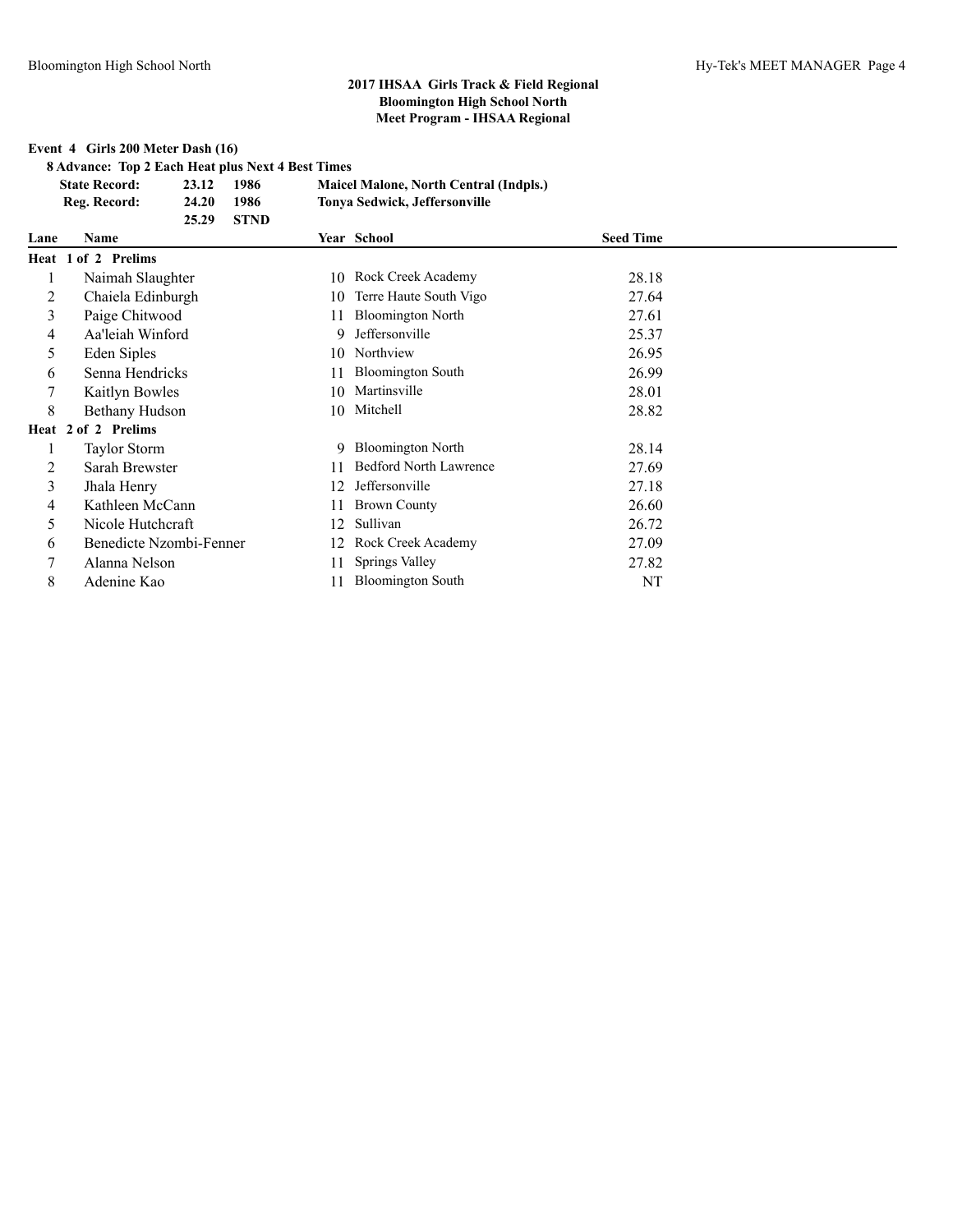## 2017 IHSAA Girls Track & Field Regional
## Bloomington High School North
## Meet Program - IHSAA Regional

**Event 4 Girls 200 Meter Dash (16)**

**8 Advance: Top 2 Each Heat plus Next 4 Best Times**

| | | | |
|---|---|---|---|
| **State Record:** | **23.12** | **1986** | **Maicel Malone, North Central (Indpls.)** |
| **Reg. Record:** | **24.20** | **1986** | **Tonya Sedwick, Jeffersonville** |
| | **25.29** | **STND** | |

| Lane | Name | Year | School | Seed Time |
|---|---|---|---|---|
| **Heat 1 of 2 Prelims** | | | | |
| 1 | Naimah Slaughter | 10 | Rock Creek Academy | 28.18 |
| 2 | Chaiela Edinburgh | 10 | Terre Haute South Vigo | 27.64 |
| 3 | Paige Chitwood | 11 | Bloomington North | 27.61 |
| 4 | Aa'leiah Winford | 9 | Jeffersonville | 25.37 |
| 5 | Eden Siples | 10 | Northview | 26.95 |
| 6 | Senna Hendricks | 11 | Bloomington South | 26.99 |
| 7 | Kaitlyn Bowles | 10 | Martinsville | 28.01 |
| 8 | Bethany Hudson | 10 | Mitchell | 28.82 |
| **Heat 2 of 2 Prelims** | | | | |
| 1 | Taylor Storm | 9 | Bloomington North | 28.14 |
| 2 | Sarah Brewster | 11 | Bedford North Lawrence | 27.69 |
| 3 | Jhala Henry | 12 | Jeffersonville | 27.18 |
| 4 | Kathleen McCann | 11 | Brown County | 26.60 |
| 5 | Nicole Hutchcraft | 12 | Sullivan | 26.72 |
| 6 | Benedicte Nzombi-Fenner | 12 | Rock Creek Academy | 27.09 |
| 7 | Alanna Nelson | 11 | Springs Valley | 27.82 |
| 8 | Adenine Kao | 11 | Bloomington South | NT |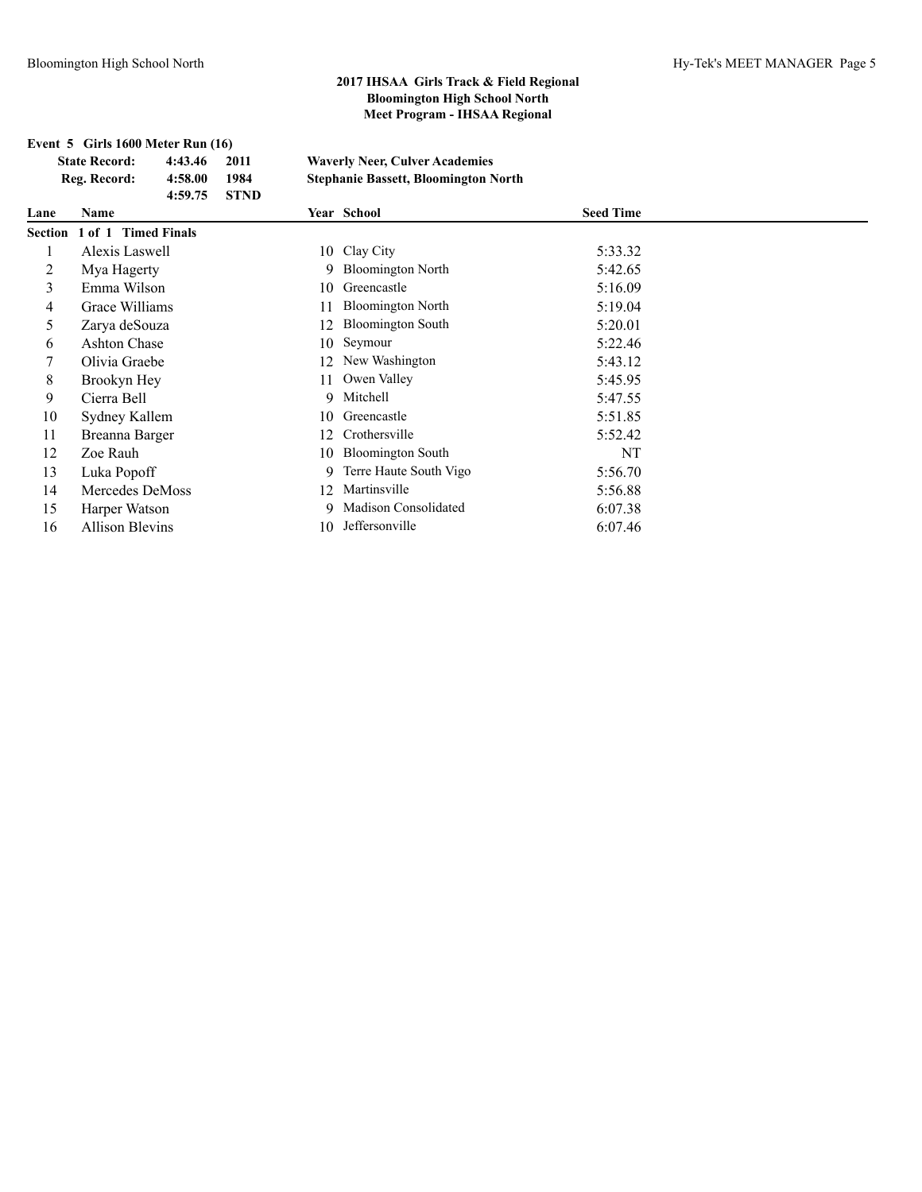## 2017 IHSAA Girls Track & Field Regional
## Bloomington High School North
## Meet Program - IHSAA Regional

**Event 5 Girls 1600 Meter Run (16)**

| | | | |
|---|---|---|---|
| **State Record:** | **4:43.46** | **2011** | **Waverly Neer, Culver Academies** |
| **Reg. Record:** | **4:58.00** | **1984** | **Stephanie Bassett, Bloomington North** |
| | **4:59.75** | **STND** | |

| Lane | Name | Year | School | Seed Time |
|---|---|---|---|---|
| **Section 1 of 1 Timed Finals** | | | | |
| 1 | Alexis Laswell | 10 | Clay City | 5:33.32 |
| 2 | Mya Hagerty | 9 | Bloomington North | 5:42.65 |
| 3 | Emma Wilson | 10 | Greencastle | 5:16.09 |
| 4 | Grace Williams | 11 | Bloomington North | 5:19.04 |
| 5 | Zarya deSouza | 12 | Bloomington South | 5:20.01 |
| 6 | Ashton Chase | 10 | Seymour | 5:22.46 |
| 7 | Olivia Graebe | 12 | New Washington | 5:43.12 |
| 8 | Brookyn Hey | 11 | Owen Valley | 5:45.95 |
| 9 | Cierra Bell | 9 | Mitchell | 5:47.55 |
| 10 | Sydney Kallem | 10 | Greencastle | 5:51.85 |
| 11 | Breanna Barger | 12 | Crothersville | 5:52.42 |
| 12 | Zoe Rauh | 10 | Bloomington South | NT |
| 13 | Luka Popoff | 9 | Terre Haute South Vigo | 5:56.70 |
| 14 | Mercedes DeMoss | 12 | Martinsville | 5:56.88 |
| 15 | Harper Watson | 9 | Madison Consolidated | 6:07.38 |
| 16 | Allison Blevins | 10 | Jeffersonville | 6:07.46 |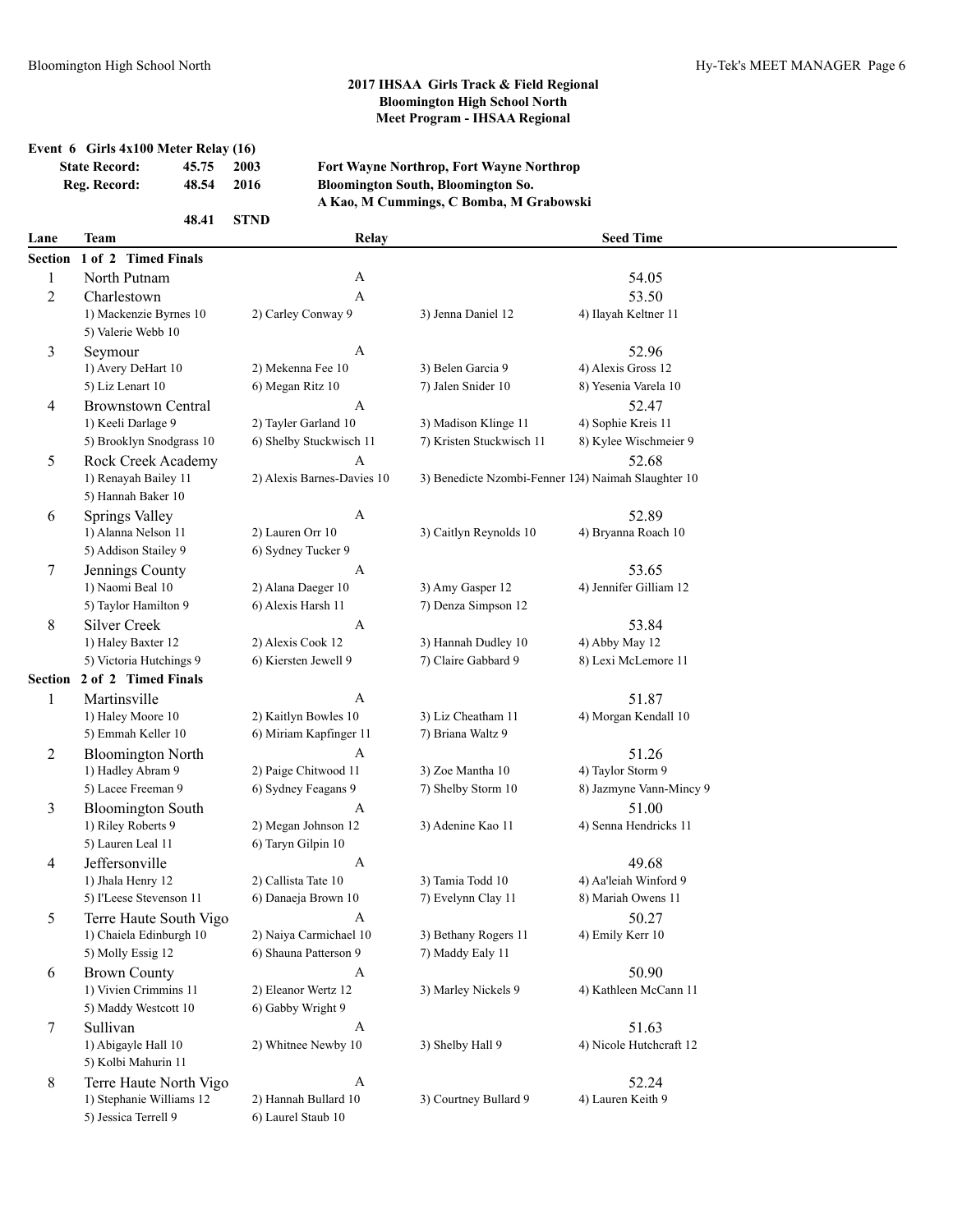## 2017 IHSAA Girls Track & Field Regional
## Bloomington High School North
## Meet Program - IHSAA Regional

**Event 6 Girls 4x100 Meter Relay (16)**

| | | | |
|---|---|---|---|
| **State Record:** | **45.75** | **2003** | **Fort Wayne Northrop, Fort Wayne Northrop** |
| **Reg. Record:** | **48.54** | **2016** | **Bloomington South, Bloomington So.** |
| | | | **A Kao, M Cummings, C Bomba, M Grabowski** |
| | **48.41** | **STND** | |

| Lane | Team | Relay | | Seed Time |
|---|---|---|---|---|
| **Section 1 of 2 Timed Finals** | | | | |
| 1 | North Putnam | A | | 54.05 |
| 2 | Charlestown | A | | 53.50 |
| | 1) Mackenzie Byrnes 10 | 2) Carley Conway 9 | 3) Jenna Daniel 12 | 4) Ilayah Keltner 11 |
| | 5) Valerie Webb 10 | | | |
| 3 | Seymour | A | | 52.96 |
| | 1) Avery DeHart 10 | 2) Mekenna Fee 10 | 3) Belen Garcia 9 | 4) Alexis Gross 12 |
| | 5) Liz Lenart 10 | 6) Megan Ritz 10 | 7) Jalen Snider 10 | 8) Yesenia Varela 10 |
| 4 | Brownstown Central | A | | 52.47 |
| | 1) Keeli Darlage 9 | 2) Tayler Garland 10 | 3) Madison Klinge 11 | 4) Sophie Kreis 11 |
| | 5) Brooklyn Snodgrass 10 | 6) Shelby Stuckwisch 11 | 7) Kristen Stuckwisch 11 | 8) Kylee Wischmeier 9 |
| 5 | Rock Creek Academy | A | | 52.68 |
| | 1) Renayah Bailey 11 | 2) Alexis Barnes-Davies 10 | 3) Benedicte Nzombi-Fenner 12 | 4) Naimah Slaughter 10 |
| | 5) Hannah Baker 10 | | | |
| 6 | Springs Valley | A | | 52.89 |
| | 1) Alanna Nelson 11 | 2) Lauren Orr 10 | 3) Caitlyn Reynolds 10 | 4) Bryanna Roach 10 |
| | 5) Addison Stailey 9 | 6) Sydney Tucker 9 | | |
| 7 | Jennings County | A | | 53.65 |
| | 1) Naomi Beal 10 | 2) Alana Daeger 10 | 3) Amy Gasper 12 | 4) Jennifer Gilliam 12 |
| | 5) Taylor Hamilton 9 | 6) Alexis Harsh 11 | 7) Denza Simpson 12 | |
| 8 | Silver Creek | A | | 53.84 |
| | 1) Haley Baxter 12 | 2) Alexis Cook 12 | 3) Hannah Dudley 10 | 4) Abby May 12 |
| | 5) Victoria Hutchings 9 | 6) Kiersten Jewell 9 | 7) Claire Gabbard 9 | 8) Lexi McLemore 11 |
| **Section 2 of 2 Timed Finals** | | | | |
| 1 | Martinsville | A | | 51.87 |
| | 1) Haley Moore 10 | 2) Kaitlyn Bowles 10 | 3) Liz Cheatham 11 | 4) Morgan Kendall 10 |
| | 5) Emmah Keller 10 | 6) Miriam Kapfinger 11 | 7) Briana Waltz 9 | |
| 2 | Bloomington North | A | | 51.26 |
| | 1) Hadley Abram 9 | 2) Paige Chitwood 11 | 3) Zoe Mantha 10 | 4) Taylor Storm 9 |
| | 5) Lacee Freeman 9 | 6) Sydney Feagans 9 | 7) Shelby Storm 10 | 8) Jazmyne Vann-Mincy 9 |
| 3 | Bloomington South | A | | 51.00 |
| | 1) Riley Roberts 9 | 2) Megan Johnson 12 | 3) Adenine Kao 11 | 4) Senna Hendricks 11 |
| | 5) Lauren Leal 11 | 6) Taryn Gilpin 10 | | |
| 4 | Jeffersonville | A | | 49.68 |
| | 1) Jhala Henry 12 | 2) Callista Tate 10 | 3) Tamia Todd 10 | 4) Aa'leiah Winford 9 |
| | 5) I'Leese Stevenson 11 | 6) Danaeja Brown 10 | 7) Evelynn Clay 11 | 8) Mariah Owens 11 |
| 5 | Terre Haute South Vigo | A | | 50.27 |
| | 1) Chaiela Edinburgh 10 | 2) Naiya Carmichael 10 | 3) Bethany Rogers 11 | 4) Emily Kerr 10 |
| | 5) Molly Essig 12 | 6) Shauna Patterson 9 | 7) Maddy Ealy 11 | |
| 6 | Brown County | A | | 50.90 |
| | 1) Vivien Crimmins 11 | 2) Eleanor Wertz 12 | 3) Marley Nickels 9 | 4) Kathleen McCann 11 |
| | 5) Maddy Westcott 10 | 6) Gabby Wright 9 | | |
| 7 | Sullivan | A | | 51.63 |
| | 1) Abigayle Hall 10 | 2) Whitnee Newby 10 | 3) Shelby Hall 9 | 4) Nicole Hutchcraft 12 |
| | 5) Kolbi Mahurin 11 | | | |
| 8 | Terre Haute North Vigo | A | | 52.24 |
| | 1) Stephanie Williams 12 | 2) Hannah Bullard 10 | 3) Courtney Bullard 9 | 4) Lauren Keith 9 |
| | 5) Jessica Terrell 9 | 6) Laurel Staub 10 | | |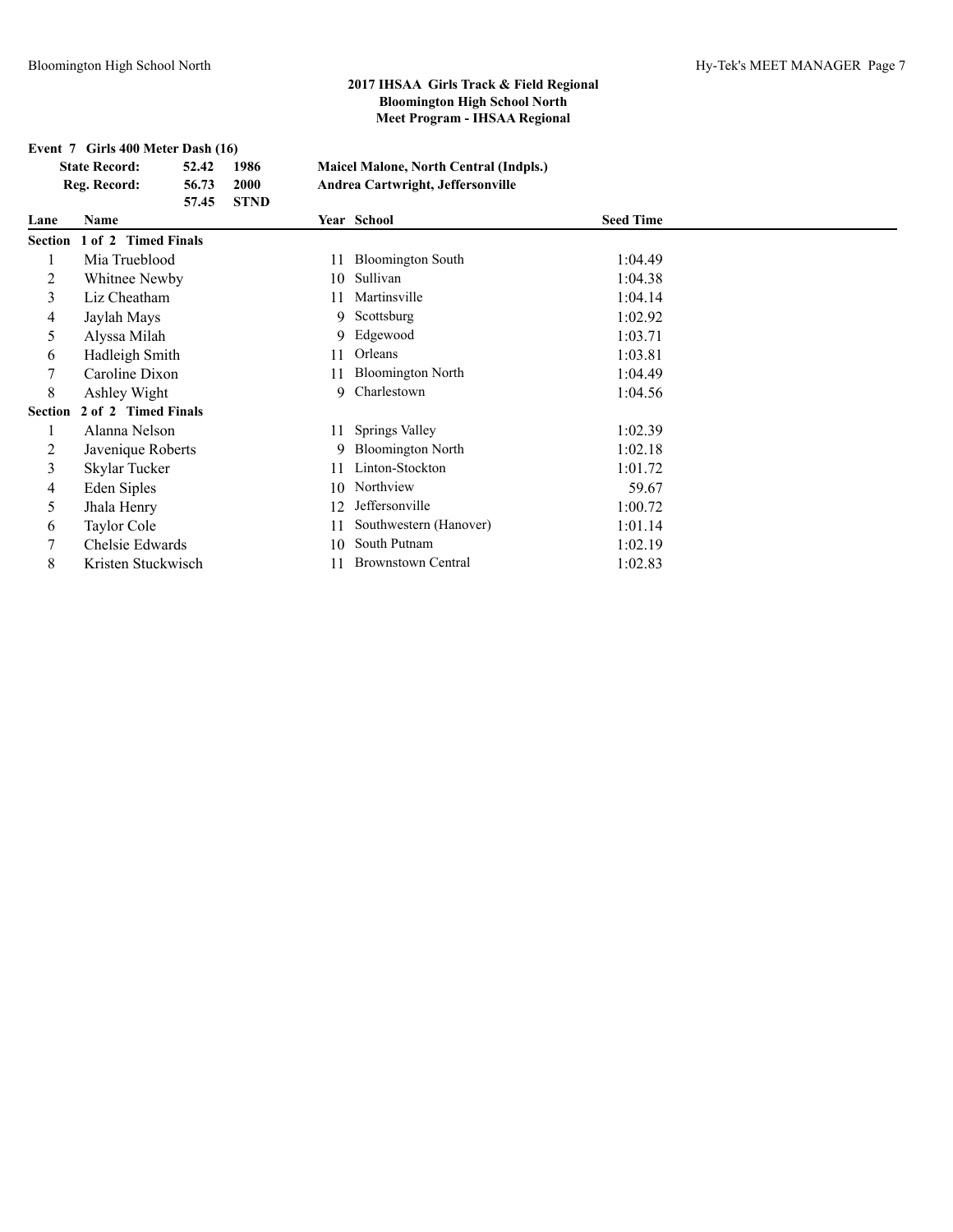### 2017 IHSAA Girls Track & Field Regional
### Bloomington High School North
### Meet Program - IHSAA Regional

**Event 7 Girls 400 Meter Dash (16)**

| | | | |
|---|---|---|---|
| **State Record:** | **52.42** | **1986** | **Maicel Malone, North Central (Indpls.)** |
| **Reg. Record:** | **56.73** | **2000** | **Andrea Cartwright, Jeffersonville** |
| | **57.45** | **STND** | |

| Lane | Name | Year | School | Seed Time |
|---|---|---|---|---|
| **Section 1 of 2 Timed Finals** | | | | |
| 1 | Mia Trueblood | 11 | Bloomington South | 1:04.49 |
| 2 | Whitnee Newby | 10 | Sullivan | 1:04.38 |
| 3 | Liz Cheatham | 11 | Martinsville | 1:04.14 |
| 4 | Jaylah Mays | 9 | Scottsburg | 1:02.92 |
| 5 | Alyssa Milah | 9 | Edgewood | 1:03.71 |
| 6 | Hadleigh Smith | 11 | Orleans | 1:03.81 |
| 7 | Caroline Dixon | 11 | Bloomington North | 1:04.49 |
| 8 | Ashley Wight | 9 | Charlestown | 1:04.56 |
| **Section 2 of 2 Timed Finals** | | | | |
| 1 | Alanna Nelson | 11 | Springs Valley | 1:02.39 |
| 2 | Javenique Roberts | 9 | Bloomington North | 1:02.18 |
| 3 | Skylar Tucker | 11 | Linton-Stockton | 1:01.72 |
| 4 | Eden Siples | 10 | Northview | 59.67 |
| 5 | Jhala Henry | 12 | Jeffersonville | 1:00.72 |
| 6 | Taylor Cole | 11 | Southwestern (Hanover) | 1:01.14 |
| 7 | Chelsie Edwards | 10 | South Putnam | 1:02.19 |
| 8 | Kristen Stuckwisch | 11 | Brownstown Central | 1:02.83 |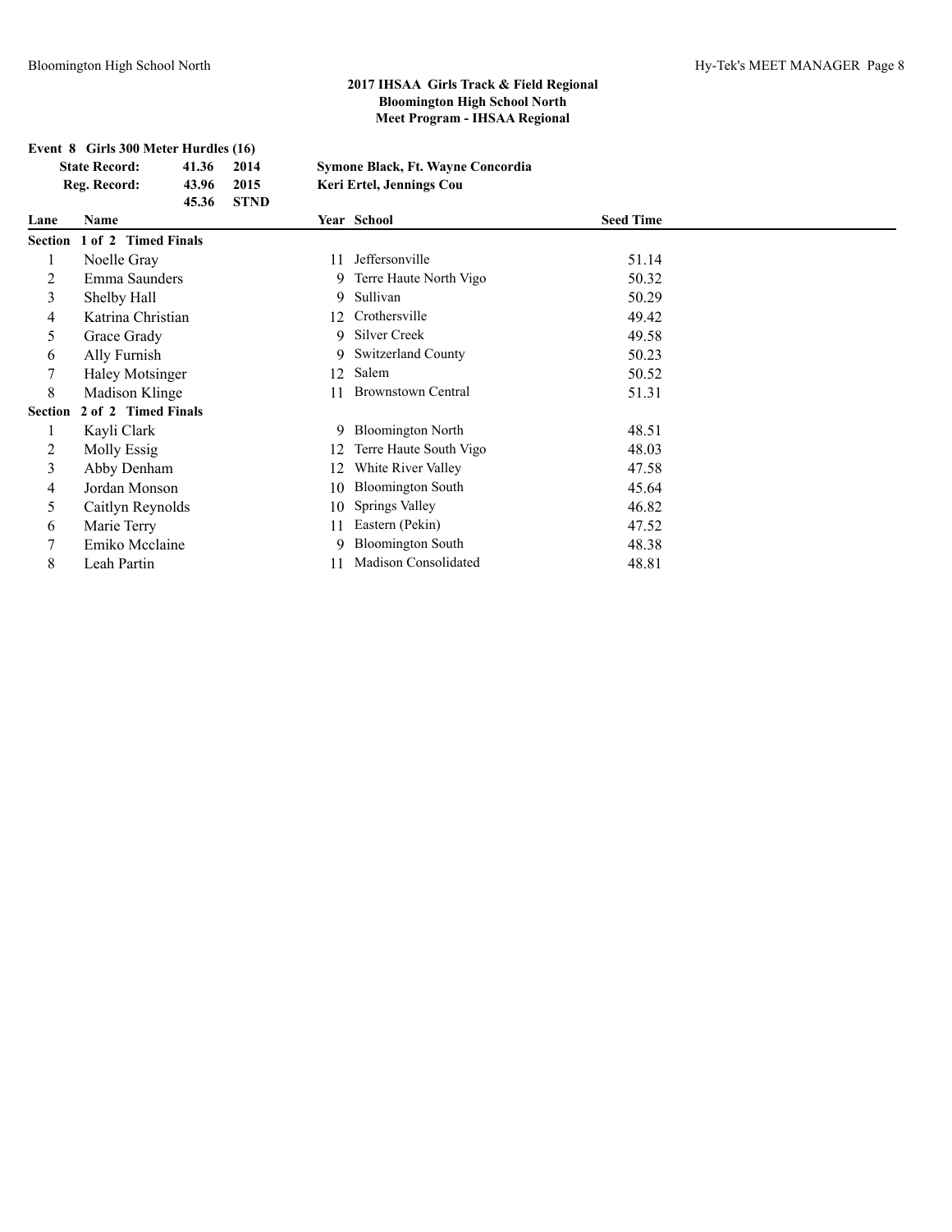## 2017 IHSAA Girls Track & Field Regional
## Bloomington High School North
## Meet Program - IHSAA Regional

### Event 8 Girls 300 Meter Hurdles (16)

| | | | |
|---|---|---|---|
| State Record: | 41.36 | 2014 | Symone Black, Ft. Wayne Concordia |
| Reg. Record: | 43.96 | 2015 | Keri Ertel, Jennings Cou |
| | 45.36 | STND | |

| Lane | Name | Year | School | Seed Time |
|---|---|---|---|---|
| **Section 1 of 2 Timed Finals** | | | | |
| 1 | Noelle Gray | 11 | Jeffersonville | 51.14 |
| 2 | Emma Saunders | 9 | Terre Haute North Vigo | 50.32 |
| 3 | Shelby Hall | 9 | Sullivan | 50.29 |
| 4 | Katrina Christian | 12 | Crothersville | 49.42 |
| 5 | Grace Grady | 9 | Silver Creek | 49.58 |
| 6 | Ally Furnish | 9 | Switzerland County | 50.23 |
| 7 | Haley Motsinger | 12 | Salem | 50.52 |
| 8 | Madison Klinge | 11 | Brownstown Central | 51.31 |
| **Section 2 of 2 Timed Finals** | | | | |
| 1 | Kayli Clark | 9 | Bloomington North | 48.51 |
| 2 | Molly Essig | 12 | Terre Haute South Vigo | 48.03 |
| 3 | Abby Denham | 12 | White River Valley | 47.58 |
| 4 | Jordan Monson | 10 | Bloomington South | 45.64 |
| 5 | Caitlyn Reynolds | 10 | Springs Valley | 46.82 |
| 6 | Marie Terry | 11 | Eastern (Pekin) | 47.52 |
| 7 | Emiko Mcclaine | 9 | Bloomington South | 48.38 |
| 8 | Leah Partin | 11 | Madison Consolidated | 48.81 |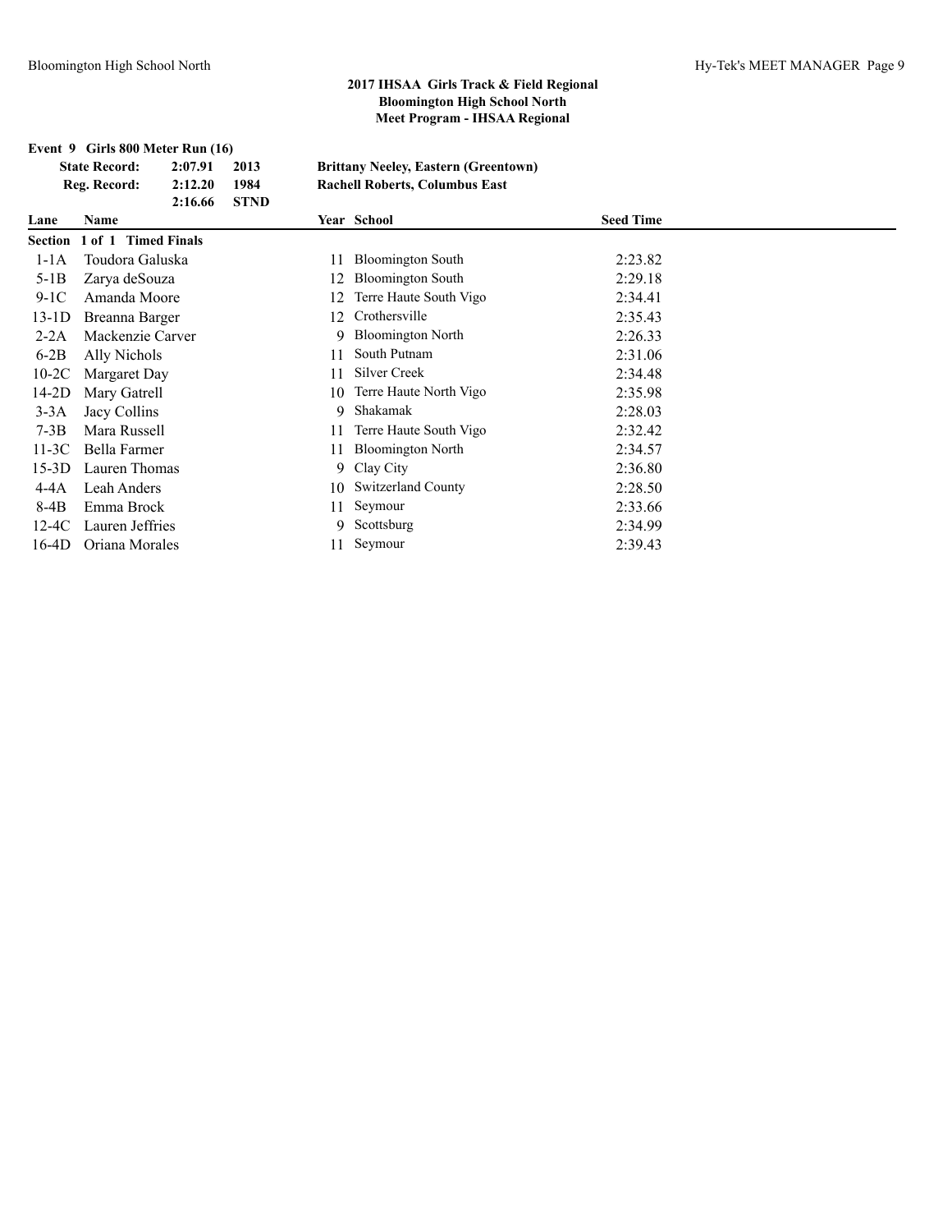## 2017 IHSAA Girls Track & Field Regional
## Bloomington High School North
## Meet Program - IHSAA Regional

**Event 9 Girls 800 Meter Run (16)**

| | | | |
|---|---|---|---|
| **State Record:** | **2:07.91** | **2013** | **Brittany Neeley, Eastern (Greentown)** |
| **Reg. Record:** | **2:12.20** | **1984** | **Rachell Roberts, Columbus East** |
| | **2:16.66** | **STND** | |

| Lane | Name | Year | School | Seed Time |
|---|---|---|---|---|
| **Section 1 of 1 Timed Finals** | | | | |
| 1-1A | Toudora Galuska | 11 | Bloomington South | 2:23.82 |
| 5-1B | Zarya deSouza | 12 | Bloomington South | 2:29.18 |
| 9-1C | Amanda Moore | 12 | Terre Haute South Vigo | 2:34.41 |
| 13-1D | Breanna Barger | 12 | Crothersville | 2:35.43 |
| 2-2A | Mackenzie Carver | 9 | Bloomington North | 2:26.33 |
| 6-2B | Ally Nichols | 11 | South Putnam | 2:31.06 |
| 10-2C | Margaret Day | 11 | Silver Creek | 2:34.48 |
| 14-2D | Mary Gatrell | 10 | Terre Haute North Vigo | 2:35.98 |
| 3-3A | Jacy Collins | 9 | Shakamak | 2:28.03 |
| 7-3B | Mara Russell | 11 | Terre Haute South Vigo | 2:32.42 |
| 11-3C | Bella Farmer | 11 | Bloomington North | 2:34.57 |
| 15-3D | Lauren Thomas | 9 | Clay City | 2:36.80 |
| 4-4A | Leah Anders | 10 | Switzerland County | 2:28.50 |
| 8-4B | Emma Brock | 11 | Seymour | 2:33.66 |
| 12-4C | Lauren Jeffries | 9 | Scottsburg | 2:34.99 |
| 16-4D | Oriana Morales | 11 | Seymour | 2:39.43 |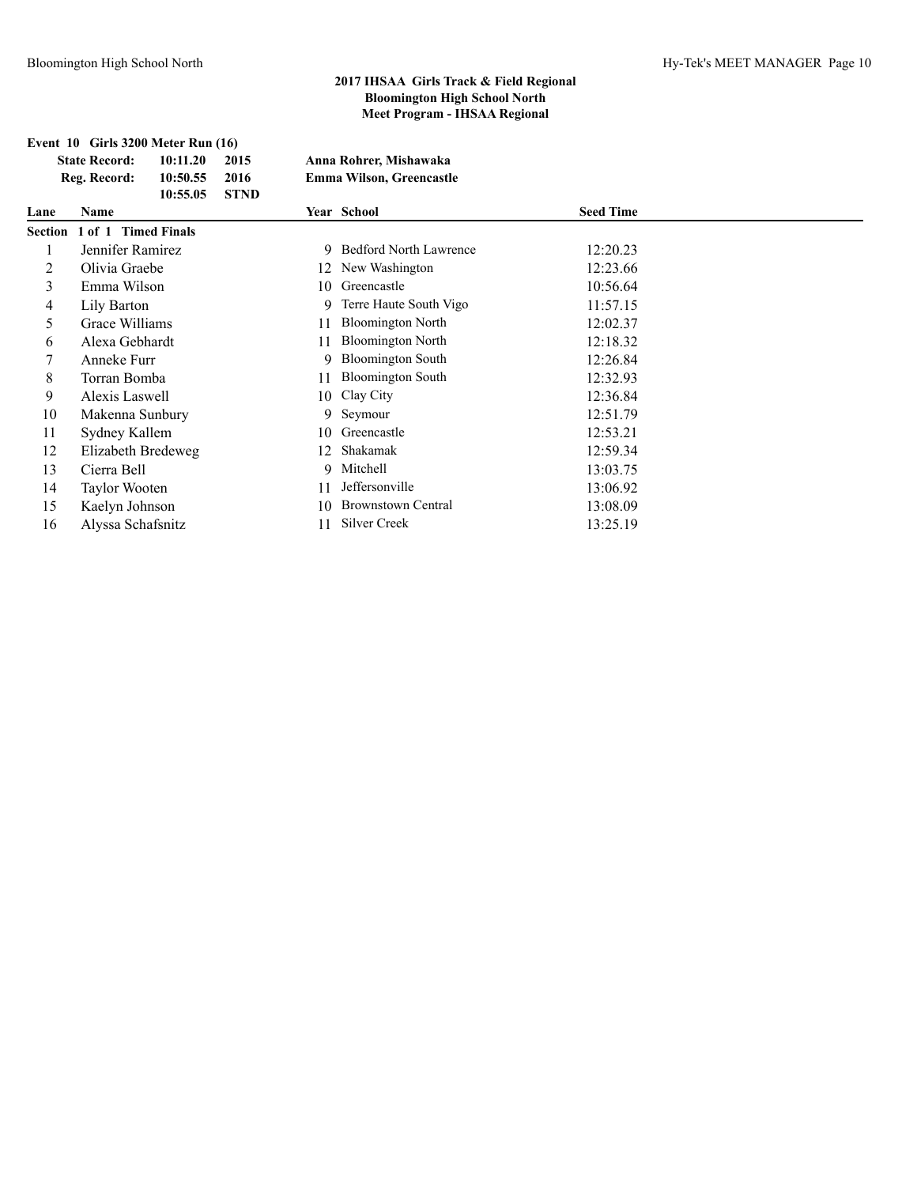## 2017 IHSAA Girls Track & Field Regional
## Bloomington High School North
## Meet Program - IHSAA Regional

**Event 10 Girls 3200 Meter Run (16)**

| | | | |
|---|---|---|---|
| **State Record:** | **10:11.20** | **2015** | **Anna Rohrer, Mishawaka** |
| **Reg. Record:** | **10:50.55** | **2016** | **Emma Wilson, Greencastle** |
| | **10:55.05** | **STND** | |

| Lane | Name | Year | School | Seed Time |
|---|---|---|---|---|
| **Section 1 of 1 Timed Finals** | | | | |
| 1 | Jennifer Ramirez | 9 | Bedford North Lawrence | 12:20.23 |
| 2 | Olivia Graebe | 12 | New Washington | 12:23.66 |
| 3 | Emma Wilson | 10 | Greencastle | 10:56.64 |
| 4 | Lily Barton | 9 | Terre Haute South Vigo | 11:57.15 |
| 5 | Grace Williams | 11 | Bloomington North | 12:02.37 |
| 6 | Alexa Gebhardt | 11 | Bloomington North | 12:18.32 |
| 7 | Anneke Furr | 9 | Bloomington South | 12:26.84 |
| 8 | Torran Bomba | 11 | Bloomington South | 12:32.93 |
| 9 | Alexis Laswell | 10 | Clay City | 12:36.84 |
| 10 | Makenna Sunbury | 9 | Seymour | 12:51.79 |
| 11 | Sydney Kallem | 10 | Greencastle | 12:53.21 |
| 12 | Elizabeth Bredeweg | 12 | Shakamak | 12:59.34 |
| 13 | Cierra Bell | 9 | Mitchell | 13:03.75 |
| 14 | Taylor Wooten | 11 | Jeffersonville | 13:06.92 |
| 15 | Kaelyn Johnson | 10 | Brownstown Central | 13:08.09 |
| 16 | Alyssa Schafsnitz | 11 | Silver Creek | 13:25.19 |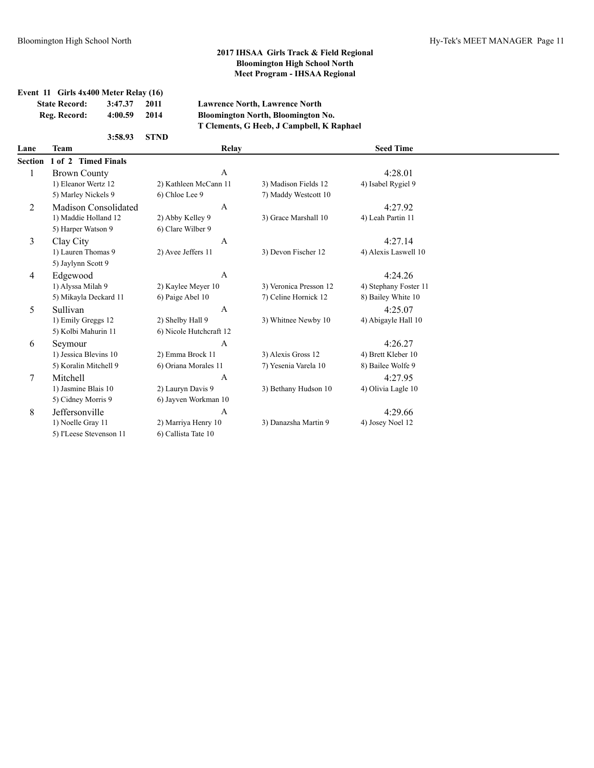## 2017 IHSAA Girls Track & Field Regional
## Bloomington High School North
## Meet Program - IHSAA Regional

**Event 11 Girls 4x400 Meter Relay (16)**

| | | | |
|---|---|---|---|
| **State Record:** | **3:47.37** | **2011** | **Lawrence North, Lawrence North** |
| **Reg. Record:** | **4:00.59** | **2014** | **Bloomington North, Bloomington No.** |
| | | | **T Clements, G Heeb, J Campbell, K Raphael** |
| | **3:58.93** | **STND** | |

| Lane | Team | Relay | | Seed Time |
|---|---|---|---|---|
| **Section 1 of 2 Timed Finals** | | | | |
| 1 | Brown County | A | | 4:28.01 |
| | 1) Eleanor Wertz 12 | 2) Kathleen McCann 11 | 3) Madison Fields 12 | 4) Isabel Rygiel 9 |
| | 5) Marley Nickels 9 | 6) Chloe Lee 9 | 7) Maddy Westcott 10 | |
| 2 | Madison Consolidated | A | | 4:27.92 |
| | 1) Maddie Holland 12 | 2) Abby Kelley 9 | 3) Grace Marshall 10 | 4) Leah Partin 11 |
| | 5) Harper Watson 9 | 6) Clare Wilber 9 | | |
| 3 | Clay City | A | | 4:27.14 |
| | 1) Lauren Thomas 9 | 2) Avee Jeffers 11 | 3) Devon Fischer 12 | 4) Alexis Laswell 10 |
| | 5) Jaylynn Scott 9 | | | |
| 4 | Edgewood | A | | 4:24.26 |
| | 1) Alyssa Milah 9 | 2) Kaylee Meyer 10 | 3) Veronica Presson 12 | 4) Stephany Foster 11 |
| | 5) Mikayla Deckard 11 | 6) Paige Abel 10 | 7) Celine Hornick 12 | 8) Bailey White 10 |
| 5 | Sullivan | A | | 4:25.07 |
| | 1) Emily Greggs 12 | 2) Shelby Hall 9 | 3) Whitnee Newby 10 | 4) Abigayle Hall 10 |
| | 5) Kolbi Mahurin 11 | 6) Nicole Hutchcraft 12 | | |
| 6 | Seymour | A | | 4:26.27 |
| | 1) Jessica Blevins 10 | 2) Emma Brock 11 | 3) Alexis Gross 12 | 4) Brett Kleber 10 |
| | 5) Koralin Mitchell 9 | 6) Oriana Morales 11 | 7) Yesenia Varela 10 | 8) Bailee Wolfe 9 |
| 7 | Mitchell | A | | 4:27.95 |
| | 1) Jasmine Blais 10 | 2) Lauryn Davis 9 | 3) Bethany Hudson 10 | 4) Olivia Lagle 10 |
| | 5) Cidney Morris 9 | 6) Jayven Workman 10 | | |
| 8 | Jeffersonville | A | | 4:29.66 |
| | 1) Noelle Gray 11 | 2) Marriya Henry 10 | 3) Danazsha Martin 9 | 4) Josey Noel 12 |
| | 5) I'Leese Stevenson 11 | 6) Callista Tate 10 | | |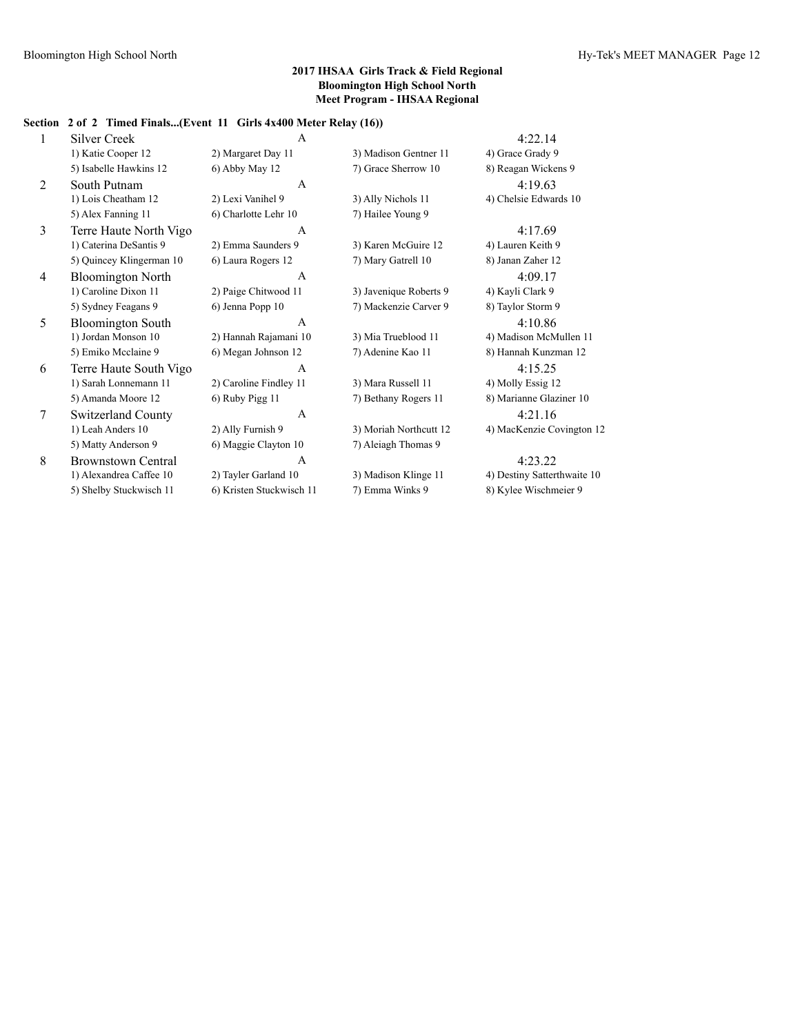## 2017 IHSAA Girls Track & Field Regional
## Bloomington High School North
## Meet Program - IHSAA Regional

**Section 2 of 2 Timed Finals...(Event 11 Girls 4x400 Meter Relay (16))**

| Lane | Team | Relay | | Seed |
|---|---|---|---|---|
| 1 | Silver Creek | A | | 4:22.14 |
| | 1) Katie Cooper 12 | 2) Margaret Day 11 | 3) Madison Gentner 11 | 4) Grace Grady 9 |
| | 5) Isabelle Hawkins 12 | 6) Abby May 12 | 7) Grace Sherrow 10 | 8) Reagan Wickens 9 |
| 2 | South Putnam | A | | 4:19.63 |
| | 1) Lois Cheatham 12 | 2) Lexi Vanihel 9 | 3) Ally Nichols 11 | 4) Chelsie Edwards 10 |
| | 5) Alex Fanning 11 | 6) Charlotte Lehr 10 | 7) Hailee Young 9 | |
| 3 | Terre Haute North Vigo | A | | 4:17.69 |
| | 1) Caterina DeSantis 9 | 2) Emma Saunders 9 | 3) Karen McGuire 12 | 4) Lauren Keith 9 |
| | 5) Quincey Klingerman 10 | 6) Laura Rogers 12 | 7) Mary Gatrell 10 | 8) Janan Zaher 12 |
| 4 | Bloomington North | A | | 4:09.17 |
| | 1) Caroline Dixon 11 | 2) Paige Chitwood 11 | 3) Javenique Roberts 9 | 4) Kayli Clark 9 |
| | 5) Sydney Feagans 9 | 6) Jenna Popp 10 | 7) Mackenzie Carver 9 | 8) Taylor Storm 9 |
| 5 | Bloomington South | A | | 4:10.86 |
| | 1) Jordan Monson 10 | 2) Hannah Rajamani 10 | 3) Mia Trueblood 11 | 4) Madison McMullen 11 |
| | 5) Emiko Mcclaine 9 | 6) Megan Johnson 12 | 7) Adenine Kao 11 | 8) Hannah Kunzman 12 |
| 6 | Terre Haute South Vigo | A | | 4:15.25 |
| | 1) Sarah Lonnemann 11 | 2) Caroline Findley 11 | 3) Mara Russell 11 | 4) Molly Essig 12 |
| | 5) Amanda Moore 12 | 6) Ruby Pigg 11 | 7) Bethany Rogers 11 | 8) Marianne Glaziner 10 |
| 7 | Switzerland County | A | | 4:21.16 |
| | 1) Leah Anders 10 | 2) Ally Furnish 9 | 3) Moriah Northcutt 12 | 4) MacKenzie Covington 12 |
| | 5) Matty Anderson 9 | 6) Maggie Clayton 10 | 7) Aleiagh Thomas 9 | |
| 8 | Brownstown Central | A | | 4:23.22 |
| | 1) Alexandrea Caffee 10 | 2) Tayler Garland 10 | 3) Madison Klinge 11 | 4) Destiny Satterthwaite 10 |
| | 5) Shelby Stuckwisch 11 | 6) Kristen Stuckwisch 11 | 7) Emma Winks 9 | 8) Kylee Wischmeier 9 |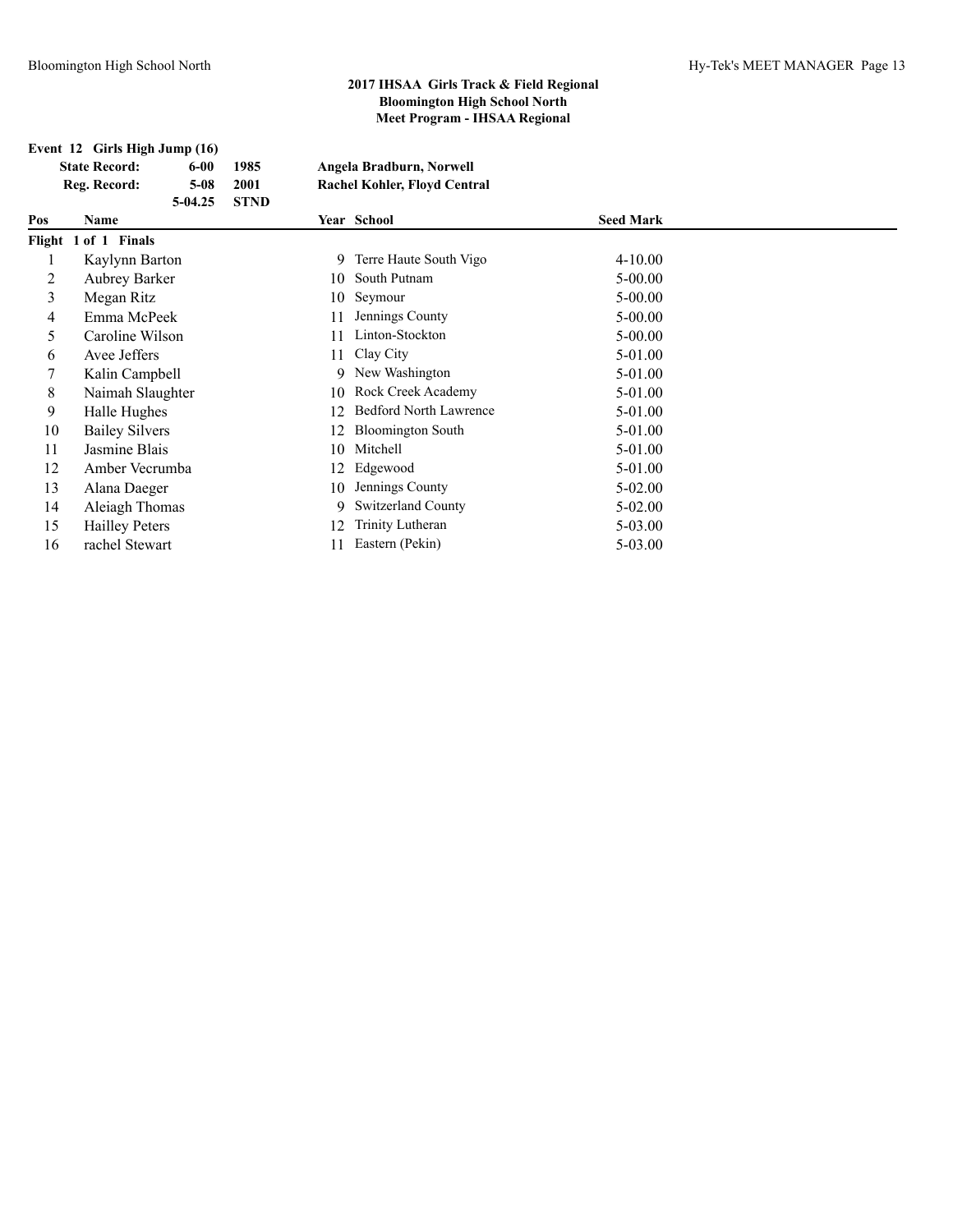## 2017 IHSAA Girls Track & Field Regional
## Bloomington High School North
## Meet Program - IHSAA Regional

### Event 12 Girls High Jump (16)

| | | | |
|---|---|---|---|
| **State Record:** | **6-00** | **1985** | **Angela Bradburn, Norwell** |
| **Reg. Record:** | **5-08** | **2001** | **Rachel Kohler, Floyd Central** |
| | **5-04.25** | **STND** | |

| Pos | Name | Year | School | Seed Mark |
|---|---|---|---|---|
| **Flight 1 of 1 Finals** | | | | |
| 1 | Kaylynn Barton | 9 | Terre Haute South Vigo | 4-10.00 |
| 2 | Aubrey Barker | 10 | South Putnam | 5-00.00 |
| 3 | Megan Ritz | 10 | Seymour | 5-00.00 |
| 4 | Emma McPeek | 11 | Jennings County | 5-00.00 |
| 5 | Caroline Wilson | 11 | Linton-Stockton | 5-00.00 |
| 6 | Avee Jeffers | 11 | Clay City | 5-01.00 |
| 7 | Kalin Campbell | 9 | New Washington | 5-01.00 |
| 8 | Naimah Slaughter | 10 | Rock Creek Academy | 5-01.00 |
| 9 | Halle Hughes | 12 | Bedford North Lawrence | 5-01.00 |
| 10 | Bailey Silvers | 12 | Bloomington South | 5-01.00 |
| 11 | Jasmine Blais | 10 | Mitchell | 5-01.00 |
| 12 | Amber Vecrumba | 12 | Edgewood | 5-01.00 |
| 13 | Alana Daeger | 10 | Jennings County | 5-02.00 |
| 14 | Aleiagh Thomas | 9 | Switzerland County | 5-02.00 |
| 15 | Hailley Peters | 12 | Trinity Lutheran | 5-03.00 |
| 16 | rachel Stewart | 11 | Eastern (Pekin) | 5-03.00 |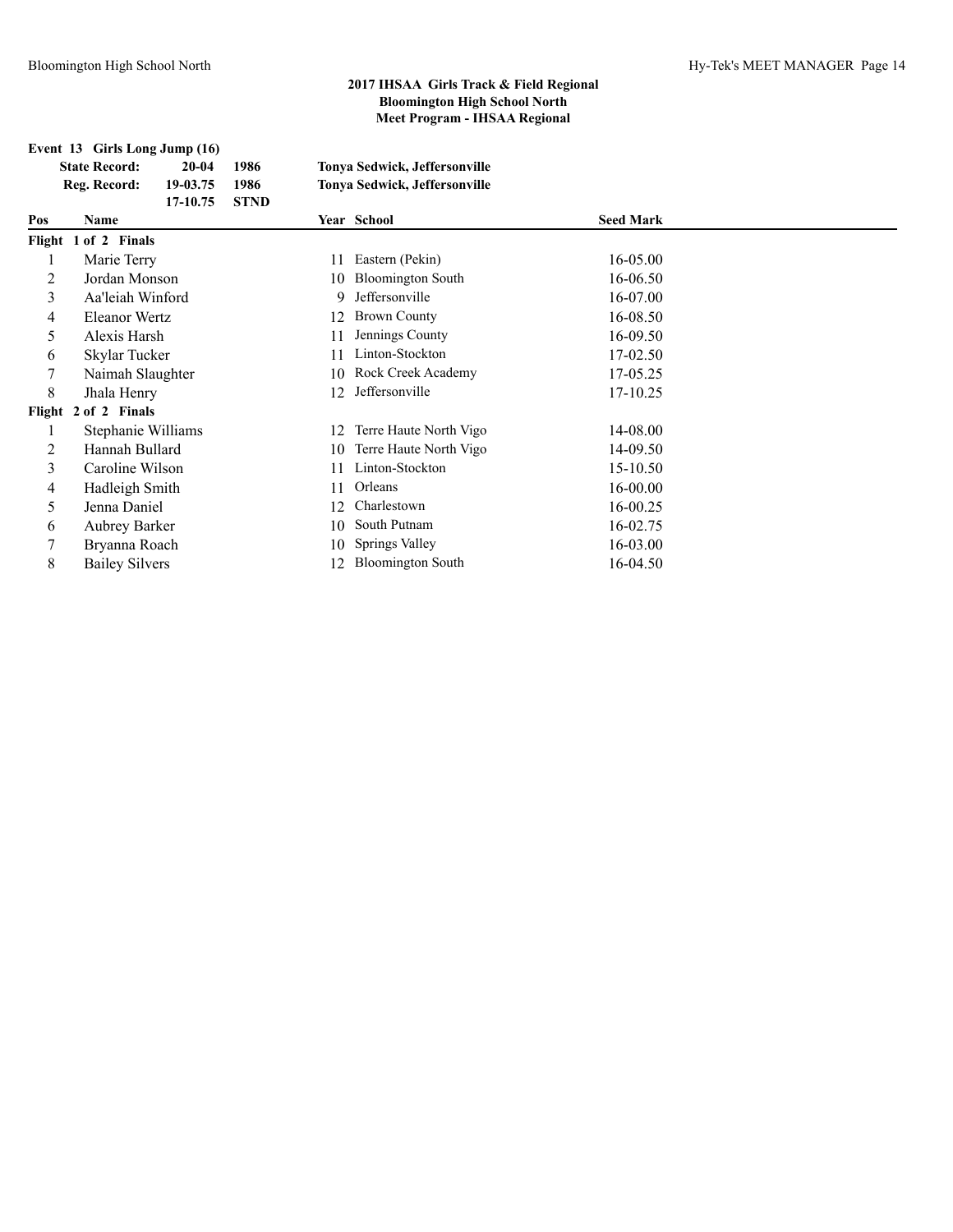## 2017 IHSAA Girls Track & Field Regional
## Bloomington High School North
## Meet Program - IHSAA Regional

### Event 13 Girls Long Jump (16)

| | | | |
|---|---|---|---|
| **State Record:** | **20-04** | **1986** | **Tonya Sedwick, Jeffersonville** |
| **Reg. Record:** | **19-03.75** | **1986** | **Tonya Sedwick, Jeffersonville** |
| | **17-10.75** | **STND** | |

| Pos | Name | Year | School | Seed Mark |
|---|---|---|---|---|
| **Flight 1 of 2 Finals** | | | | |
| 1 | Marie Terry | 11 | Eastern (Pekin) | 16-05.00 |
| 2 | Jordan Monson | 10 | Bloomington South | 16-06.50 |
| 3 | Aa'leiah Winford | 9 | Jeffersonville | 16-07.00 |
| 4 | Eleanor Wertz | 12 | Brown County | 16-08.50 |
| 5 | Alexis Harsh | 11 | Jennings County | 16-09.50 |
| 6 | Skylar Tucker | 11 | Linton-Stockton | 17-02.50 |
| 7 | Naimah Slaughter | 10 | Rock Creek Academy | 17-05.25 |
| 8 | Jhala Henry | 12 | Jeffersonville | 17-10.25 |
| **Flight 2 of 2 Finals** | | | | |
| 1 | Stephanie Williams | 12 | Terre Haute North Vigo | 14-08.00 |
| 2 | Hannah Bullard | 10 | Terre Haute North Vigo | 14-09.50 |
| 3 | Caroline Wilson | 11 | Linton-Stockton | 15-10.50 |
| 4 | Hadleigh Smith | 11 | Orleans | 16-00.00 |
| 5 | Jenna Daniel | 12 | Charlestown | 16-00.25 |
| 6 | Aubrey Barker | 10 | South Putnam | 16-02.75 |
| 7 | Bryanna Roach | 10 | Springs Valley | 16-03.00 |
| 8 | Bailey Silvers | 12 | Bloomington South | 16-04.50 |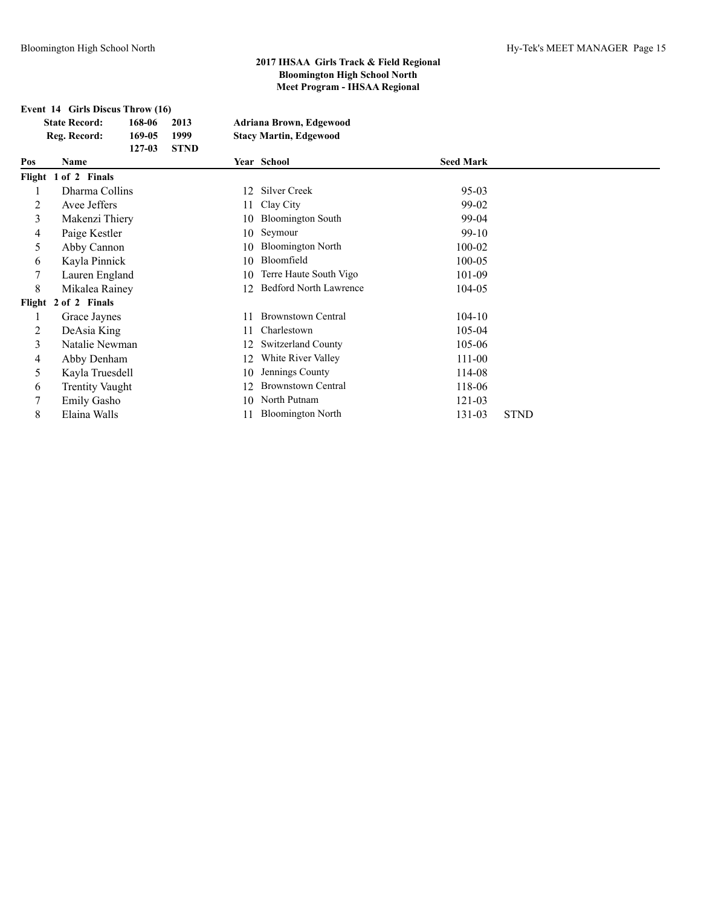## 2017 IHSAA Girls Track & Field Regional
## Bloomington High School North
## Meet Program - IHSAA Regional

### Event 14 Girls Discus Throw (16)

| | | | |
|---|---|---|---|
| **State Record:** | **168-06** | **2013** | **Adriana Brown, Edgewood** |
| **Reg. Record:** | **169-05** | **1999** | **Stacy Martin, Edgewood** |
| | **127-03** | **STND** | |

| Pos | Name | Year | School | Seed Mark | |
|---|---|---|---|---|---|
| **Flight 1 of 2 Finals** | | | | | |
| 1 | Dharma Collins | 12 | Silver Creek | 95-03 | |
| 2 | Avee Jeffers | 11 | Clay City | 99-02 | |
| 3 | Makenzi Thiery | 10 | Bloomington South | 99-04 | |
| 4 | Paige Kestler | 10 | Seymour | 99-10 | |
| 5 | Abby Cannon | 10 | Bloomington North | 100-02 | |
| 6 | Kayla Pinnick | 10 | Bloomfield | 100-05 | |
| 7 | Lauren England | 10 | Terre Haute South Vigo | 101-09 | |
| 8 | Mikalea Rainey | 12 | Bedford North Lawrence | 104-05 | |
| **Flight 2 of 2 Finals** | | | | | |
| 1 | Grace Jaynes | 11 | Brownstown Central | 104-10 | |
| 2 | DeAsia King | 11 | Charlestown | 105-04 | |
| 3 | Natalie Newman | 12 | Switzerland County | 105-06 | |
| 4 | Abby Denham | 12 | White River Valley | 111-00 | |
| 5 | Kayla Truesdell | 10 | Jennings County | 114-08 | |
| 6 | Trentity Vaught | 12 | Brownstown Central | 118-06 | |
| 7 | Emily Gasho | 10 | North Putnam | 121-03 | |
| 8 | Elaina Walls | 11 | Bloomington North | 131-03 | STND |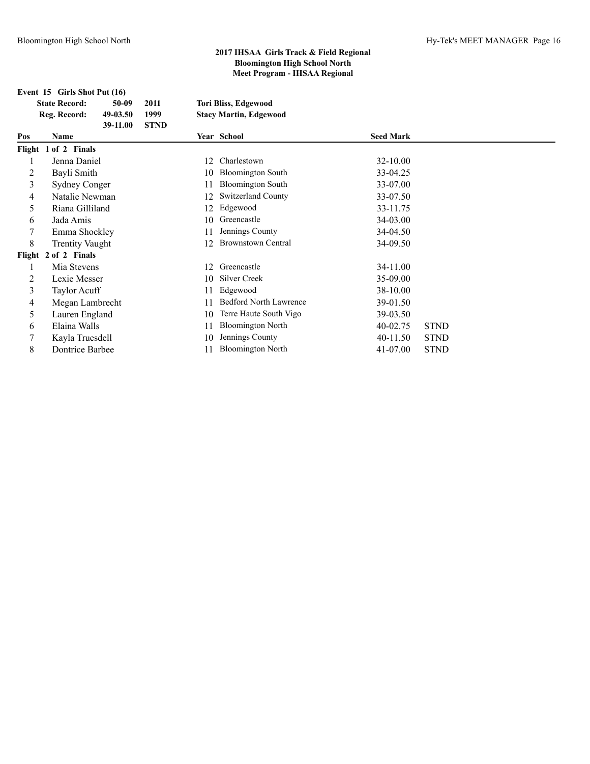## 2017 IHSAA Girls Track & Field Regional
## Bloomington High School North
## Meet Program - IHSAA Regional

**Event 15 Girls Shot Put (16)**

| | | | |
|---|---|---|---|
| **State Record:** | **50-09** | **2011** | **Tori Bliss, Edgewood** |
| **Reg. Record:** | **49-03.50** | **1999** | **Stacy Martin, Edgewood** |
| | **39-11.00** | **STND** | |

| Pos | Name | Year | School | Seed Mark | |
|---|---|---|---|---|---|
| **Flight 1 of 2 Finals** | | | | | |
| 1 | Jenna Daniel | 12 | Charlestown | 32-10.00 | |
| 2 | Bayli Smith | 10 | Bloomington South | 33-04.25 | |
| 3 | Sydney Conger | 11 | Bloomington South | 33-07.00 | |
| 4 | Natalie Newman | 12 | Switzerland County | 33-07.50 | |
| 5 | Riana Gilliland | 12 | Edgewood | 33-11.75 | |
| 6 | Jada Amis | 10 | Greencastle | 34-03.00 | |
| 7 | Emma Shockley | 11 | Jennings County | 34-04.50 | |
| 8 | Trentity Vaught | 12 | Brownstown Central | 34-09.50 | |
| **Flight 2 of 2 Finals** | | | | | |
| 1 | Mia Stevens | 12 | Greencastle | 34-11.00 | |
| 2 | Lexie Messer | 10 | Silver Creek | 35-09.00 | |
| 3 | Taylor Acuff | 11 | Edgewood | 38-10.00 | |
| 4 | Megan Lambrecht | 11 | Bedford North Lawrence | 39-01.50 | |
| 5 | Lauren England | 10 | Terre Haute South Vigo | 39-03.50 | |
| 6 | Elaina Walls | 11 | Bloomington North | 40-02.75 | STND |
| 7 | Kayla Truesdell | 10 | Jennings County | 40-11.50 | STND |
| 8 | Dontrice Barbee | 11 | Bloomington North | 41-07.00 | STND |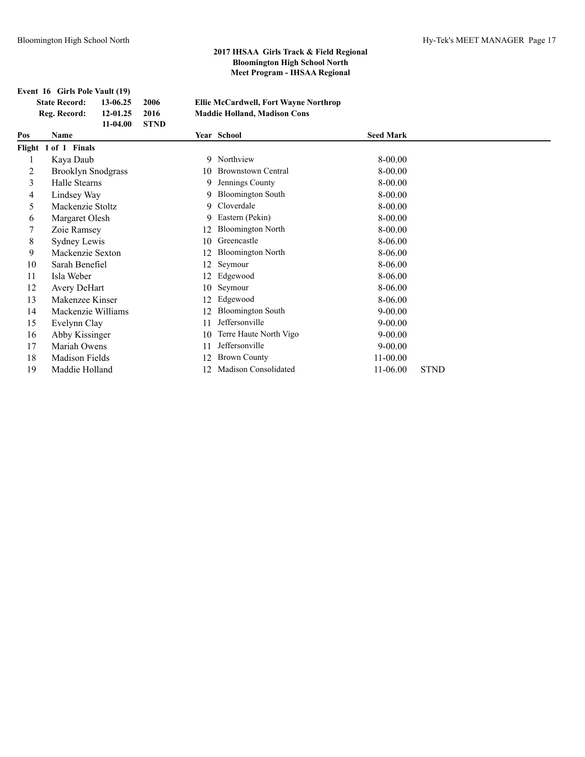## 2017 IHSAA Girls Track & Field Regional
## Bloomington High School North
## Meet Program - IHSAA Regional

**Event 16 Girls Pole Vault (19)**

| | | | |
|---|---|---|---|
| **State Record:** | **13-06.25** | **2006** | **Ellie McCardwell, Fort Wayne Northrop** |
| **Reg. Record:** | **12-01.25** | **2016** | **Maddie Holland, Madison Cons** |
| | **11-04.00** | **STND** | |

**Flight 1 of 1 Finals**

| Pos | Name | Year | School | Seed Mark | |
|---|---|---|---|---|---|
| 1 | Kaya Daub | 9 | Northview | 8-00.00 | |
| 2 | Brooklyn Snodgrass | 10 | Brownstown Central | 8-00.00 | |
| 3 | Halle Stearns | 9 | Jennings County | 8-00.00 | |
| 4 | Lindsey Way | 9 | Bloomington South | 8-00.00 | |
| 5 | Mackenzie Stoltz | 9 | Cloverdale | 8-00.00 | |
| 6 | Margaret Olesh | 9 | Eastern (Pekin) | 8-00.00 | |
| 7 | Zoie Ramsey | 12 | Bloomington North | 8-00.00 | |
| 8 | Sydney Lewis | 10 | Greencastle | 8-06.00 | |
| 9 | Mackenzie Sexton | 12 | Bloomington North | 8-06.00 | |
| 10 | Sarah Benefiel | 12 | Seymour | 8-06.00 | |
| 11 | Isla Weber | 12 | Edgewood | 8-06.00 | |
| 12 | Avery DeHart | 10 | Seymour | 8-06.00 | |
| 13 | Makenzee Kinser | 12 | Edgewood | 8-06.00 | |
| 14 | Mackenzie Williams | 12 | Bloomington South | 9-00.00 | |
| 15 | Evelynn Clay | 11 | Jeffersonville | 9-00.00 | |
| 16 | Abby Kissinger | 10 | Terre Haute North Vigo | 9-00.00 | |
| 17 | Mariah Owens | 11 | Jeffersonville | 9-00.00 | |
| 18 | Madison Fields | 12 | Brown County | 11-00.00 | |
| 19 | Maddie Holland | 12 | Madison Consolidated | 11-06.00 | STND |